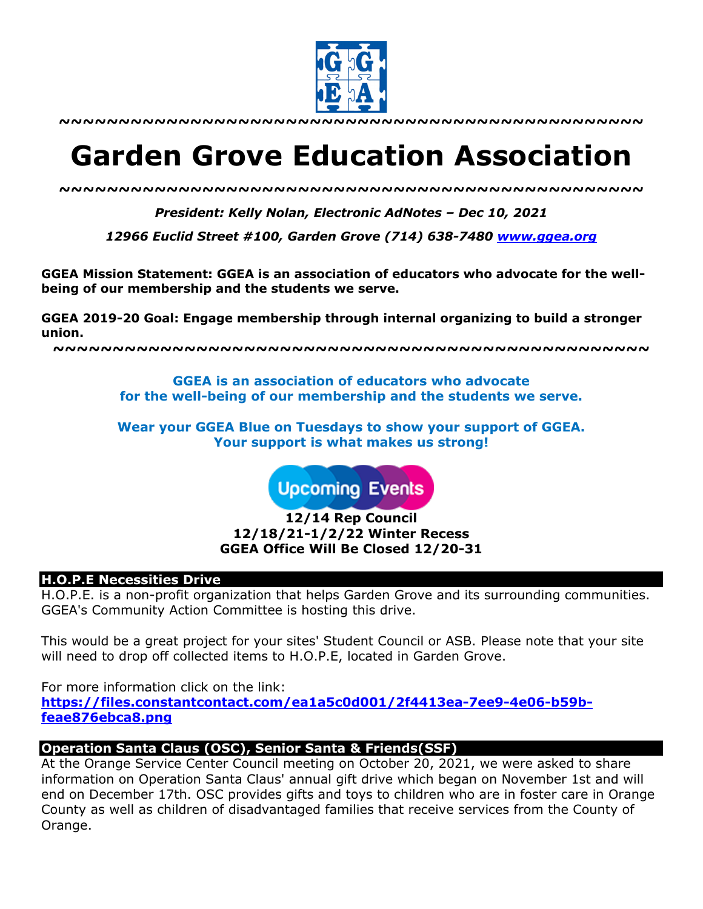~~~~~~~~~~~~~~~~~~~~~~~~~~~~~~~~~~~~~~~~~~~~~~~~~~~~~

# Garden Grove Education Association

~~~~~~~~~~~~~~~~~~~~~~~~~~~~~~~~~~~~~~~~~~~~~~~~~~~~~

***President: Kelly Nolan, Electronic AdNotes – Dec 10, 2021***

***12966 Euclid Street #100, Garden Grove (714) 638-7480 [www.ggea.org](http://www.ggea.org)***

**GGEA Mission Statement: GGEA is an association of educators who advocate for the well-being of our membership and the students we serve.**

**GGEA 2019-20 Goal: Engage membership through internal organizing to build a stronger union.**

~~~~~~~~~~~~~~~~~~~~~~~~~~~~~~~~~~~~~~~~~~~~~~~~~~~~~

**GGEA is an association of educators who advocate for the well-being of our membership and the students we serve.**

**Wear your GGEA Blue on Tuesdays to show your support of GGEA. Your support is what makes us strong!**

**Upcoming Events**

**12/14 Rep Council**
**12/18/21-1/2/22 Winter Recess**
**GGEA Office Will Be Closed 12/20-31**

## H.O.P.E Necessities Drive

H.O.P.E. is a non-profit organization that helps Garden Grove and its surrounding communities. GGEA's Community Action Committee is hosting this drive.

This would be a great project for your sites' Student Council or ASB. Please note that your site will need to drop off collected items to H.O.P.E, located in Garden Grove.

For more information click on the link:
**[https://files.constantcontact.com/ea1a5c0d001/2f4413ea-7ee9-4e06-b59b-feae876ebca8.png](https://files.constantcontact.com/ea1a5c0d001/2f4413ea-7ee9-4e06-b59b-feae876ebca8.png)**

## Operation Santa Claus (OSC), Senior Santa & Friends(SSF)

At the Orange Service Center Council meeting on October 20, 2021, we were asked to share information on Operation Santa Claus' annual gift drive which began on November 1st and will end on December 17th. OSC provides gifts and toys to children who are in foster care in Orange County as well as children of disadvantaged families that receive services from the County of Orange.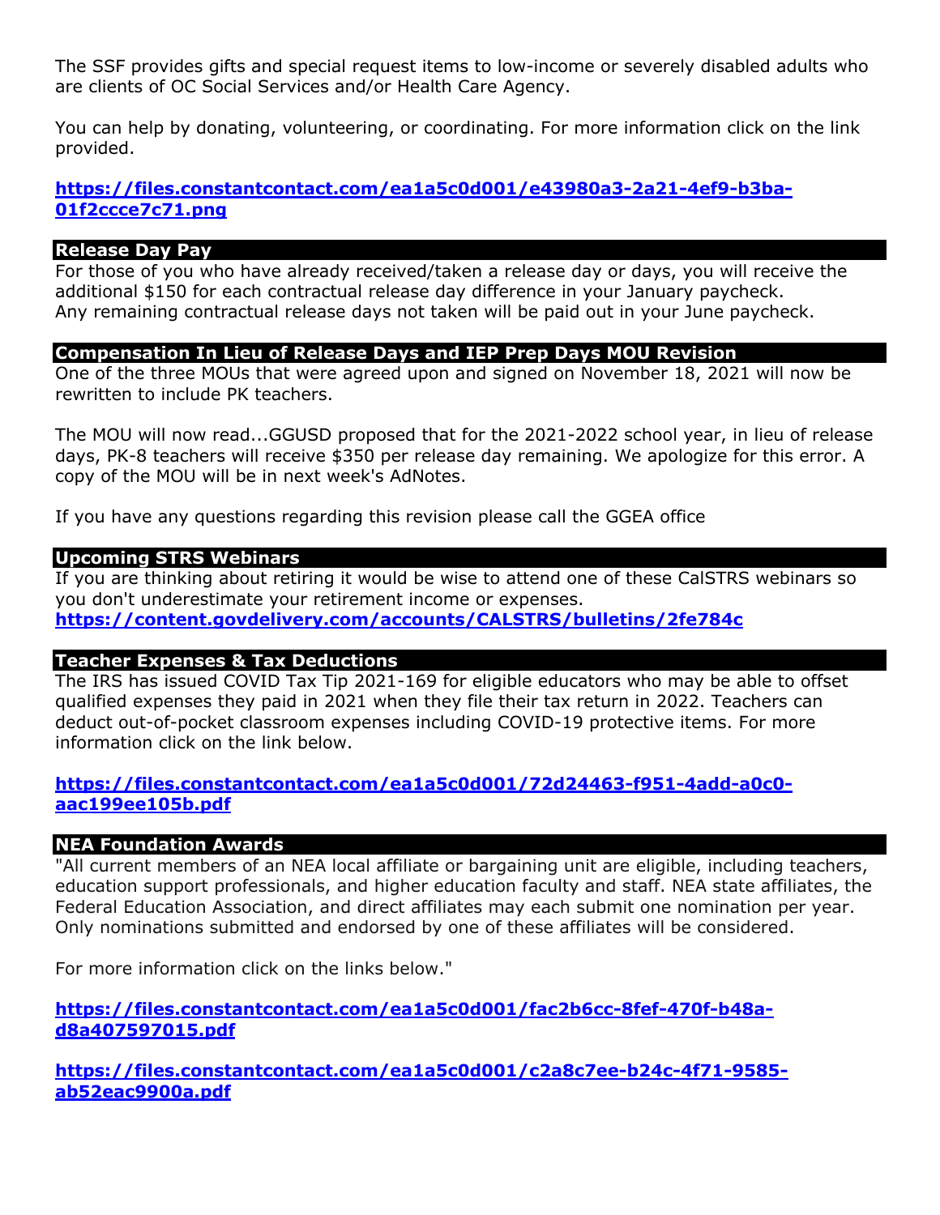The SSF provides gifts and special request items to low-income or severely disabled adults who are clients of OC Social Services and/or Health Care Agency.

You can help by donating, volunteering, or coordinating. For more information click on the link provided.

**https://files.constantcontact.com/ea1a5c0d001/e43980a3-2a21-4ef9-b3ba-01f2ccce7c71.png**

## Release Day Pay

For those of you who have already received/taken a release day or days, you will receive the additional $150 for each contractual release day difference in your January paycheck.
Any remaining contractual release days not taken will be paid out in your June paycheck.

## Compensation In Lieu of Release Days and IEP Prep Days MOU Revision

One of the three MOUs that were agreed upon and signed on November 18, 2021 will now be rewritten to include PK teachers.

The MOU will now read...GGUSD proposed that for the 2021-2022 school year, in lieu of release days, PK-8 teachers will receive $350 per release day remaining. We apologize for this error. A copy of the MOU will be in next week's AdNotes.

If you have any questions regarding this revision please call the GGEA office

## Upcoming STRS Webinars

If you are thinking about retiring it would be wise to attend one of these CalSTRS webinars so you don't underestimate your retirement income or expenses.
**https://content.govdelivery.com/accounts/CALSTRS/bulletins/2fe784c**

## Teacher Expenses & Tax Deductions

The IRS has issued COVID Tax Tip 2021-169 for eligible educators who may be able to offset qualified expenses they paid in 2021 when they file their tax return in 2022. Teachers can deduct out-of-pocket classroom expenses including COVID-19 protective items. For more information click on the link below.

**https://files.constantcontact.com/ea1a5c0d001/72d24463-f951-4add-a0c0-aac199ee105b.pdf**

## NEA Foundation Awards

"All current members of an NEA local affiliate or bargaining unit are eligible, including teachers, education support professionals, and higher education faculty and staff. NEA state affiliates, the Federal Education Association, and direct affiliates may each submit one nomination per year. Only nominations submitted and endorsed by one of these affiliates will be considered.

For more information click on the links below."

**https://files.constantcontact.com/ea1a5c0d001/fac2b6cc-8fef-470f-b48a-d8a407597015.pdf**

**https://files.constantcontact.com/ea1a5c0d001/c2a8c7ee-b24c-4f71-9585-ab52eac9900a.pdf**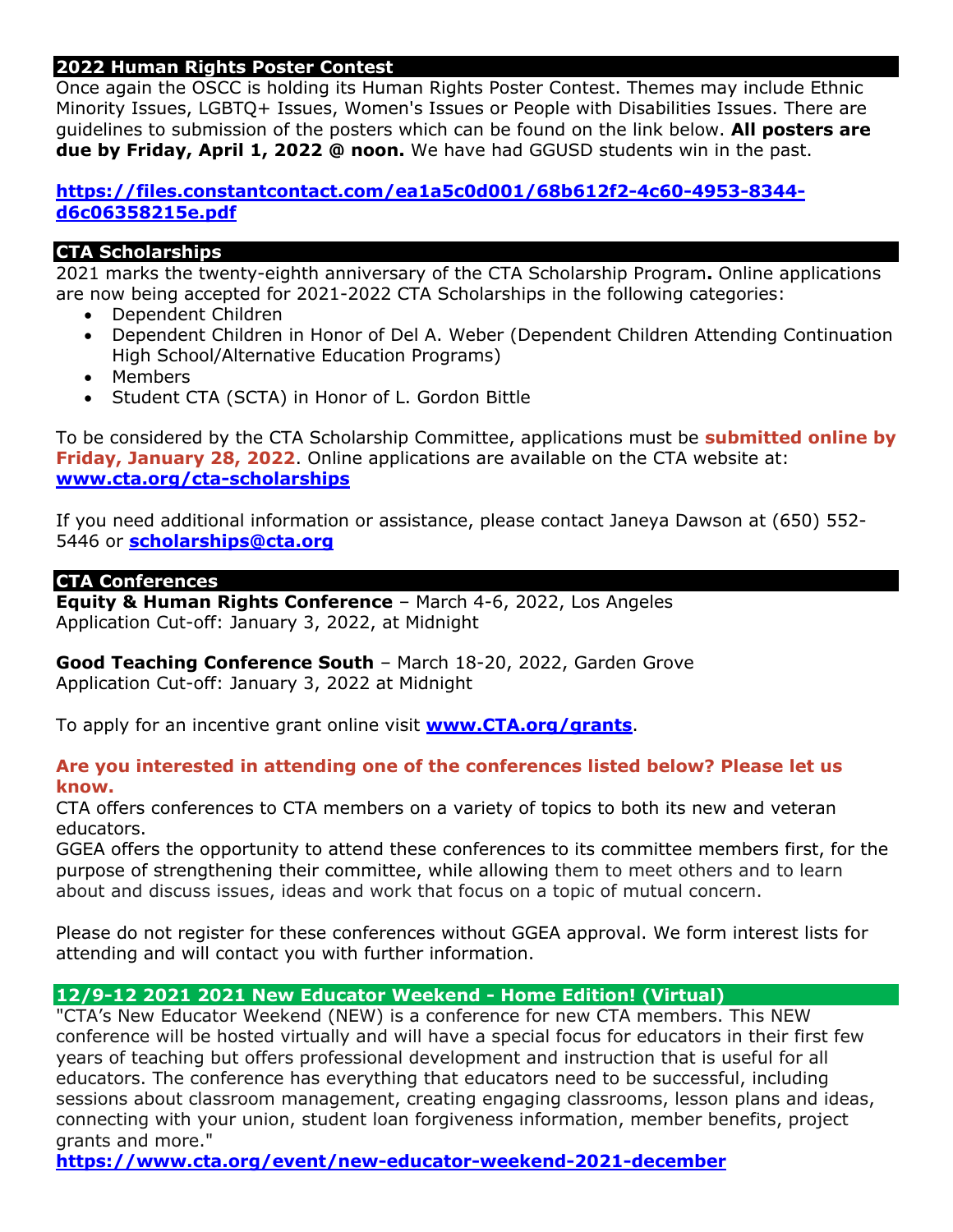## 2022 Human Rights Poster Contest

Once again the OSCC is holding its Human Rights Poster Contest. Themes may include Ethnic Minority Issues, LGBTQ+ Issues, Women's Issues or People with Disabilities Issues. There are guidelines to submission of the posters which can be found on the link below. **All posters are due by Friday, April 1, 2022 @ noon.** We have had GGUSD students win in the past.

**https://files.constantcontact.com/ea1a5c0d001/68b612f2-4c60-4953-8344-d6c06358215e.pdf**

## CTA Scholarships

2021 marks the twenty-eighth anniversary of the CTA Scholarship Program**.** Online applications are now being accepted for 2021-2022 CTA Scholarships in the following categories:

- Dependent Children
- Dependent Children in Honor of Del A. Weber (Dependent Children Attending Continuation High School/Alternative Education Programs)
- Members
- Student CTA (SCTA) in Honor of L. Gordon Bittle

To be considered by the CTA Scholarship Committee, applications must be **submitted online by Friday, January 28, 2022**. Online applications are available on the CTA website at: **www.cta.org/cta-scholarships**

If you need additional information or assistance, please contact Janeya Dawson at (650) 552-5446 or **scholarships@cta.org**

## CTA Conferences

**Equity & Human Rights Conference** – March 4-6, 2022, Los Angeles
Application Cut-off: January 3, 2022, at Midnight

**Good Teaching Conference South** – March 18-20, 2022, Garden Grove
Application Cut-off: January 3, 2022 at Midnight

To apply for an incentive grant online visit **www.CTA.org/grants**.

**Are you interested in attending one of the conferences listed below? Please let us know.**

CTA offers conferences to CTA members on a variety of topics to both its new and veteran educators.
GGEA offers the opportunity to attend these conferences to its committee members first, for the purpose of strengthening their committee, while allowing them to meet others and to learn about and discuss issues, ideas and work that focus on a topic of mutual concern.

Please do not register for these conferences without GGEA approval. We form interest lists for attending and will contact you with further information.

## 12/9-12 2021 2021 New Educator Weekend - Home Edition! (Virtual)

"CTA's New Educator Weekend (NEW) is a conference for new CTA members. This NEW conference will be hosted virtually and will have a special focus for educators in their first few years of teaching but offers professional development and instruction that is useful for all educators. The conference has everything that educators need to be successful, including sessions about classroom management, creating engaging classrooms, lesson plans and ideas, connecting with your union, student loan forgiveness information, member benefits, project grants and more."

**https://www.cta.org/event/new-educator-weekend-2021-december**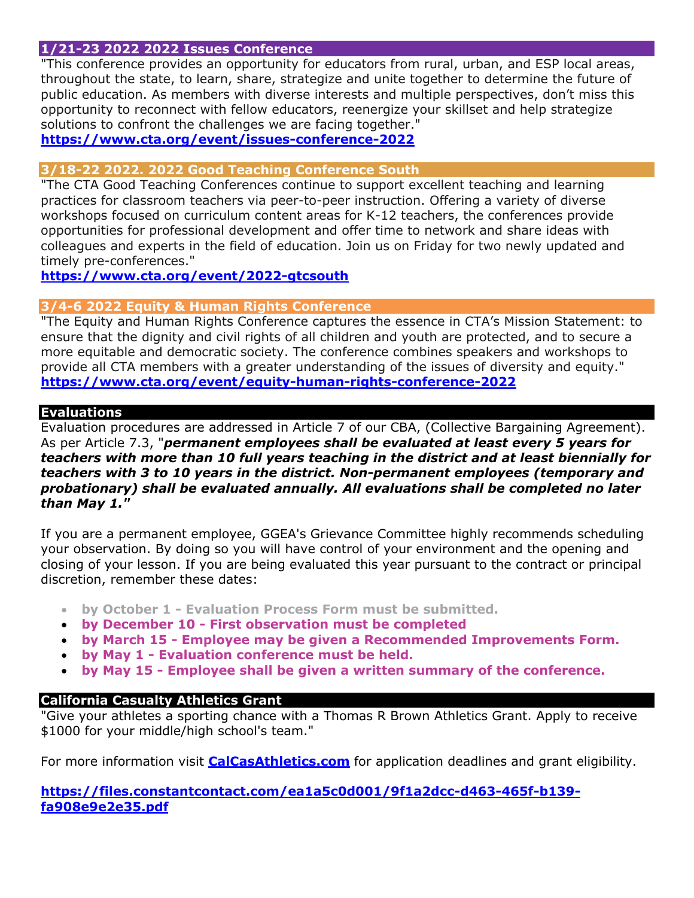## 1/21-23 2022 2022 Issues Conference

"This conference provides an opportunity for educators from rural, urban, and ESP local areas, throughout the state, to learn, share, strategize and unite together to determine the future of public education. As members with diverse interests and multiple perspectives, don't miss this opportunity to reconnect with fellow educators, reenergize your skillset and help strategize solutions to confront the challenges we are facing together."

**https://www.cta.org/event/issues-conference-2022**

## 3/18-22 2022. 2022 Good Teaching Conference South

"The CTA Good Teaching Conferences continue to support excellent teaching and learning practices for classroom teachers via peer-to-peer instruction. Offering a variety of diverse workshops focused on curriculum content areas for K-12 teachers, the conferences provide opportunities for professional development and offer time to network and share ideas with colleagues and experts in the field of education. Join us on Friday for two newly updated and timely pre-conferences."

**https://www.cta.org/event/2022-gtcsouth**

## 3/4-6 2022 Equity & Human Rights Conference

"The Equity and Human Rights Conference captures the essence in CTA's Mission Statement: to ensure that the dignity and civil rights of all children and youth are protected, and to secure a more equitable and democratic society. The conference combines speakers and workshops to provide all CTA members with a greater understanding of the issues of diversity and equity."

**https://www.cta.org/event/equity-human-rights-conference-2022**

## Evaluations

Evaluation procedures are addressed in Article 7 of our CBA, (Collective Bargaining Agreement). As per Article 7.3, "***permanent employees shall be evaluated at least every 5 years for teachers with more than 10 full years teaching in the district and at least biennially for teachers with 3 to 10 years in the district. Non-permanent employees (temporary and probationary) shall be evaluated annually. All evaluations shall be completed no later than May 1."***

If you are a permanent employee, GGEA's Grievance Committee highly recommends scheduling your observation. By doing so you will have control of your environment and the opening and closing of your lesson. If you are being evaluated this year pursuant to the contract or principal discretion, remember these dates:

- **by October 1 - Evaluation Process Form must be submitted.**
- **by December 10 - First observation must be completed**
- **by March 15 - Employee may be given a Recommended Improvements Form.**
- **by May 1 - Evaluation conference must be held.**
- **by May 15 - Employee shall be given a written summary of the conference.**

## California Casualty Athletics Grant

"Give your athletes a sporting chance with a Thomas R Brown Athletics Grant. Apply to receive $1000 for your middle/high school's team."

For more information visit **CalCasAthletics.com** for application deadlines and grant eligibility.

**https://files.constantcontact.com/ea1a5c0d001/9f1a2dcc-d463-465f-b139-fa908e9e2e35.pdf**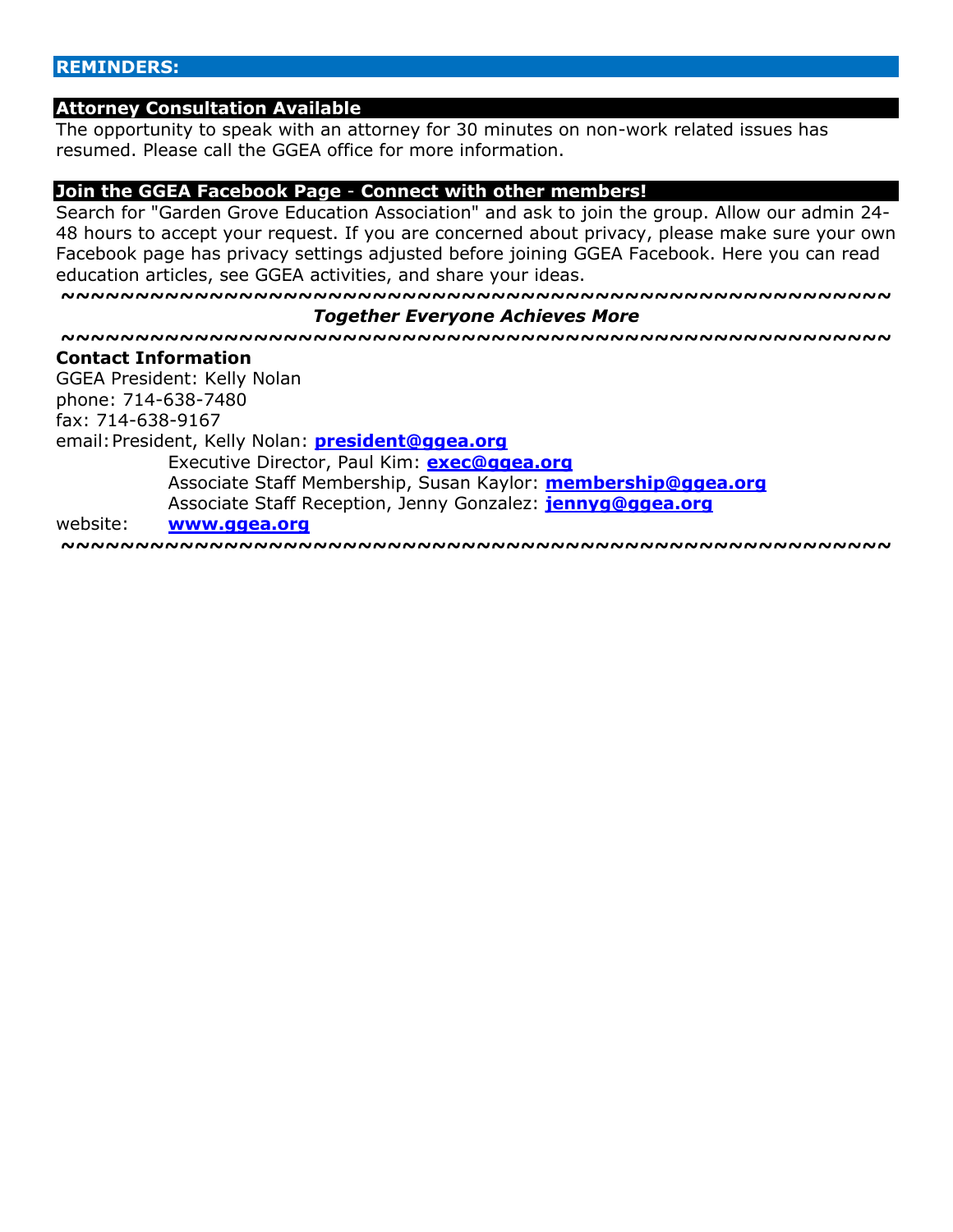## REMINDERS:

### Attorney Consultation Available

The opportunity to speak with an attorney for 30 minutes on non-work related issues has resumed. Please call the GGEA office for more information.

### Join the GGEA Facebook Page - Connect with other members!

Search for "Garden Grove Education Association" and ask to join the group. Allow our admin 24-48 hours to accept your request. If you are concerned about privacy, please make sure your own Facebook page has privacy settings adjusted before joining GGEA Facebook. Here you can read education articles, see GGEA activities, and share your ideas.

~~~~~~~~~~~~~~~~~~~~~~~~~~~~~~~~~~~~~~~~~~~~~~~~~~~~~~~~~~~~

***Together Everyone Achieves More***

~~~~~~~~~~~~~~~~~~~~~~~~~~~~~~~~~~~~~~~~~~~~~~~~~~~~~~~~~~~~

**Contact Information**

GGEA President: Kelly Nolan
phone: 714-638-7480
fax: 714-638-9167
email: President, Kelly Nolan: **president@ggea.org**
Executive Director, Paul Kim: **exec@ggea.org**
Associate Staff Membership, Susan Kaylor: **membership@ggea.org**
Associate Staff Reception, Jenny Gonzalez: **jennyg@ggea.org**
website: **www.ggea.org**

~~~~~~~~~~~~~~~~~~~~~~~~~~~~~~~~~~~~~~~~~~~~~~~~~~~~~~~~~~~~